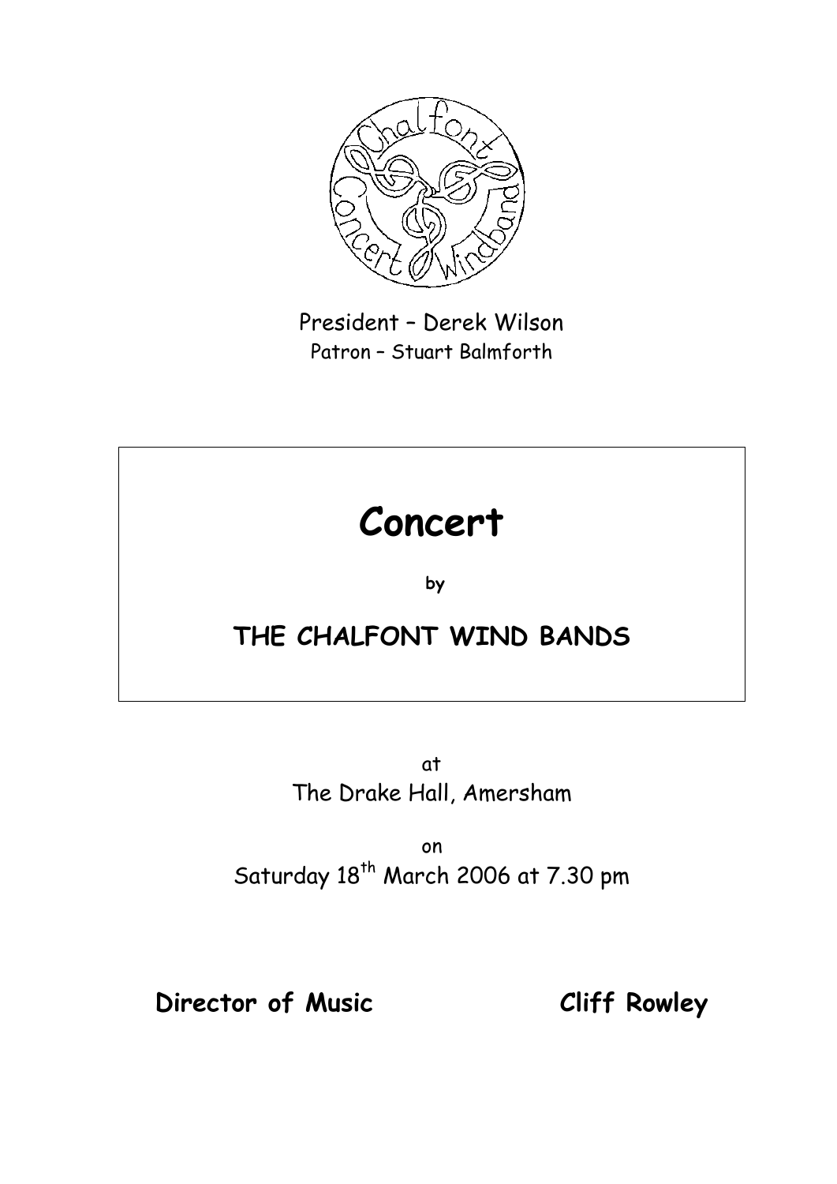President – Derek Wilson

Patron – Stuart Balmforth

# Concert

**by**

## THE CHALFONT WIND BANDS

at

The Drake Hall, Amersham

on

Saturday 18th March 2006 at 7.30 pm

**Director of Music** **Cliff Rowley**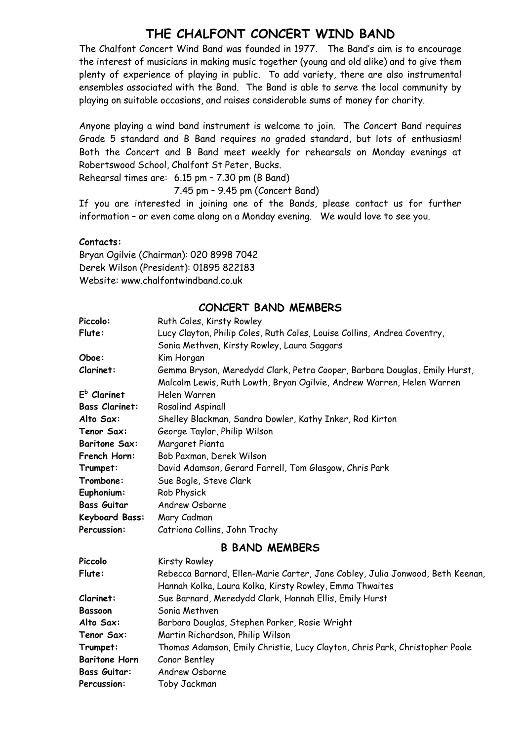# THE CHALFONT CONCERT WIND BAND

The Chalfont Concert Wind Band was founded in 1977. The Band's aim is to encourage the interest of musicians in making music together (young and old alike) and to give them plenty of experience of playing in public. To add variety, there are also instrumental ensembles associated with the Band. The Band is able to serve the local community by playing on suitable occasions, and raises considerable sums of money for charity.

Anyone playing a wind band instrument is welcome to join. The Concert Band requires Grade 5 standard and B Band requires no graded standard, but lots of enthusiasm! Both the Concert and B Band meet weekly for rehearsals on Monday evenings at Robertswood School, Chalfont St Peter, Bucks.

Rehearsal times are: 6.15 pm – 7.30 pm (B Band)
7.45 pm – 9.45 pm (Concert Band)

If you are interested in joining one of the Bands, please contact us for further information – or even come along on a Monday evening. We would love to see you.

**Contacts:**
Bryan Ogilvie (Chairman): 020 8998 7042
Derek Wilson (President): 01895 822183
Website: www.chalfontwindband.co.uk

## CONCERT BAND MEMBERS

| | |
|---|---|
| **Piccolo:** | Ruth Coles, Kirsty Rowley |
| **Flute:** | Lucy Clayton, Philip Coles, Ruth Coles, Louise Collins, Andrea Coventry, Sonia Methven, Kirsty Rowley, Laura Saggars |
| **Oboe:** | Kim Horgan |
| **Clarinet:** | Gemma Bryson, Meredydd Clark, Petra Cooper, Barbara Douglas, Emily Hurst, Malcolm Lewis, Ruth Lowth, Bryan Ogilvie, Andrew Warren, Helen Warren |
| **E$^b$ Clarinet** | Helen Warren |
| **Bass Clarinet:** | Rosalind Aspinall |
| **Alto Sax:** | Shelley Blackman, Sandra Dowler, Kathy Inker, Rod Kirton |
| **Tenor Sax:** | George Taylor, Philip Wilson |
| **Baritone Sax:** | Margaret Pianta |
| **French Horn:** | Bob Paxman, Derek Wilson |
| **Trumpet:** | David Adamson, Gerard Farrell, Tom Glasgow, Chris Park |
| **Trombone:** | Sue Bogle, Steve Clark |
| **Euphonium:** | Rob Physick |
| **Bass Guitar** | Andrew Osborne |
| **Keyboard Bass:** | Mary Cadman |
| **Percussion:** | Catriona Collins, John Trachy |

## B BAND MEMBERS

| | |
|---|---|
| **Piccolo** | Kirsty Rowley |
| **Flute:** | Rebecca Barnard, Ellen-Marie Carter, Jane Cobley, Julia Jonwood, Beth Keenan, Hannah Kolka, Laura Kolka, Kirsty Rowley, Emma Thwaites |
| **Clarinet:** | Sue Barnard, Meredydd Clark, Hannah Ellis, Emily Hurst |
| **Bassoon** | Sonia Methven |
| **Alto Sax:** | Barbara Douglas, Stephen Parker, Rosie Wright |
| **Tenor Sax:** | Martin Richardson, Philip Wilson |
| **Trumpet:** | Thomas Adamson, Emily Christie, Lucy Clayton, Chris Park, Christopher Poole |
| **Baritone Horn** | Conor Bentley |
| **Bass Guitar:** | Andrew Osborne |
| **Percussion:** | Toby Jackman |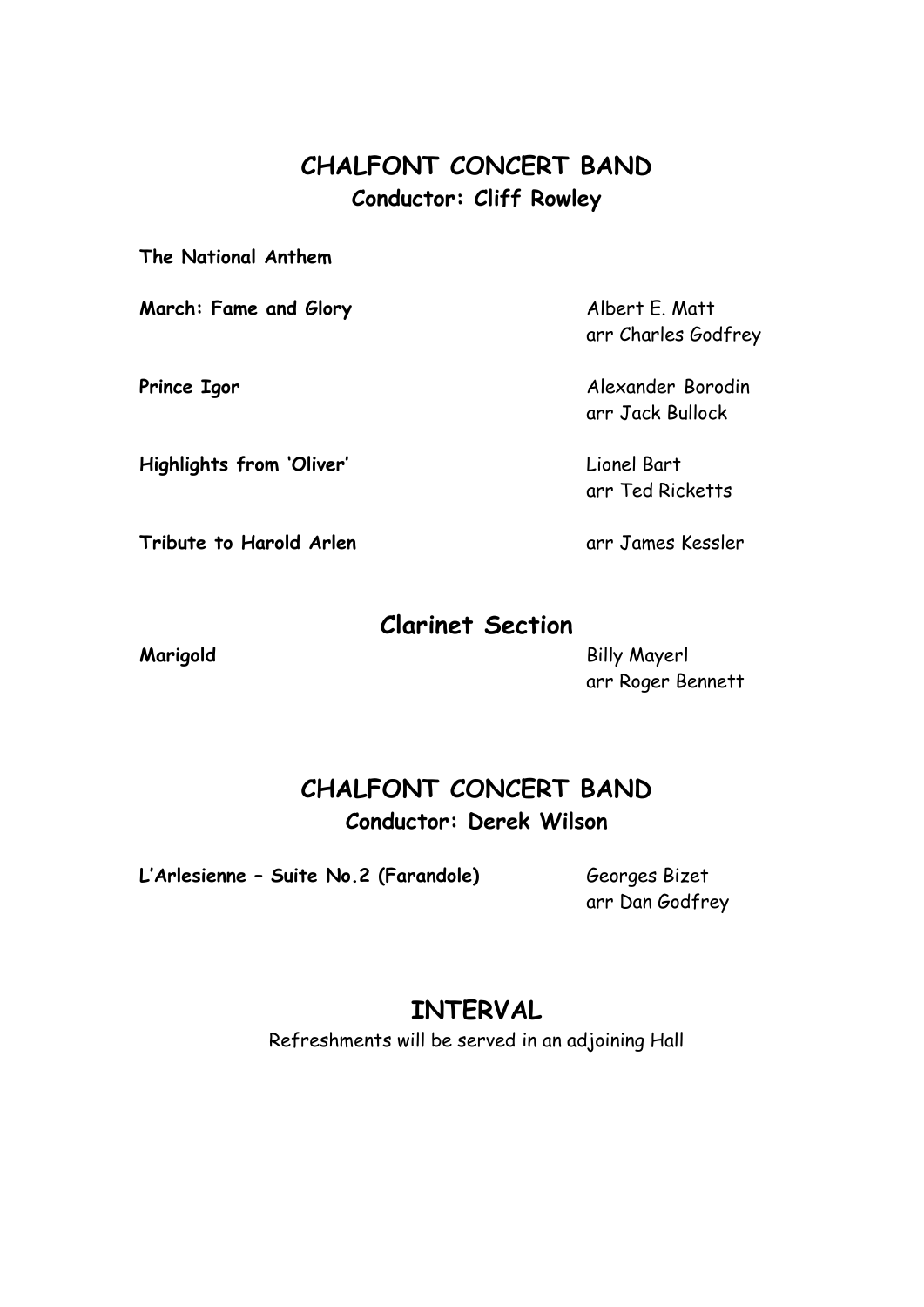## CHALFONT CONCERT BAND

**Conductor: Cliff Rowley**

**The National Anthem**

**March: Fame and Glory** — Albert E. Matt, arr Charles Godfrey

**Prince Igor** — Alexander Borodin, arr Jack Bullock

**Highlights from 'Oliver'** — Lionel Bart, arr Ted Ricketts

**Tribute to Harold Arlen** — arr James Kessler

## Clarinet Section

**Marigold** — Billy Mayerl, arr Roger Bennett

## CHALFONT CONCERT BAND

**Conductor: Derek Wilson**

**L'Arlesienne – Suite No.2 (Farandole)** — Georges Bizet, arr Dan Godfrey

## INTERVAL

Refreshments will be served in an adjoining Hall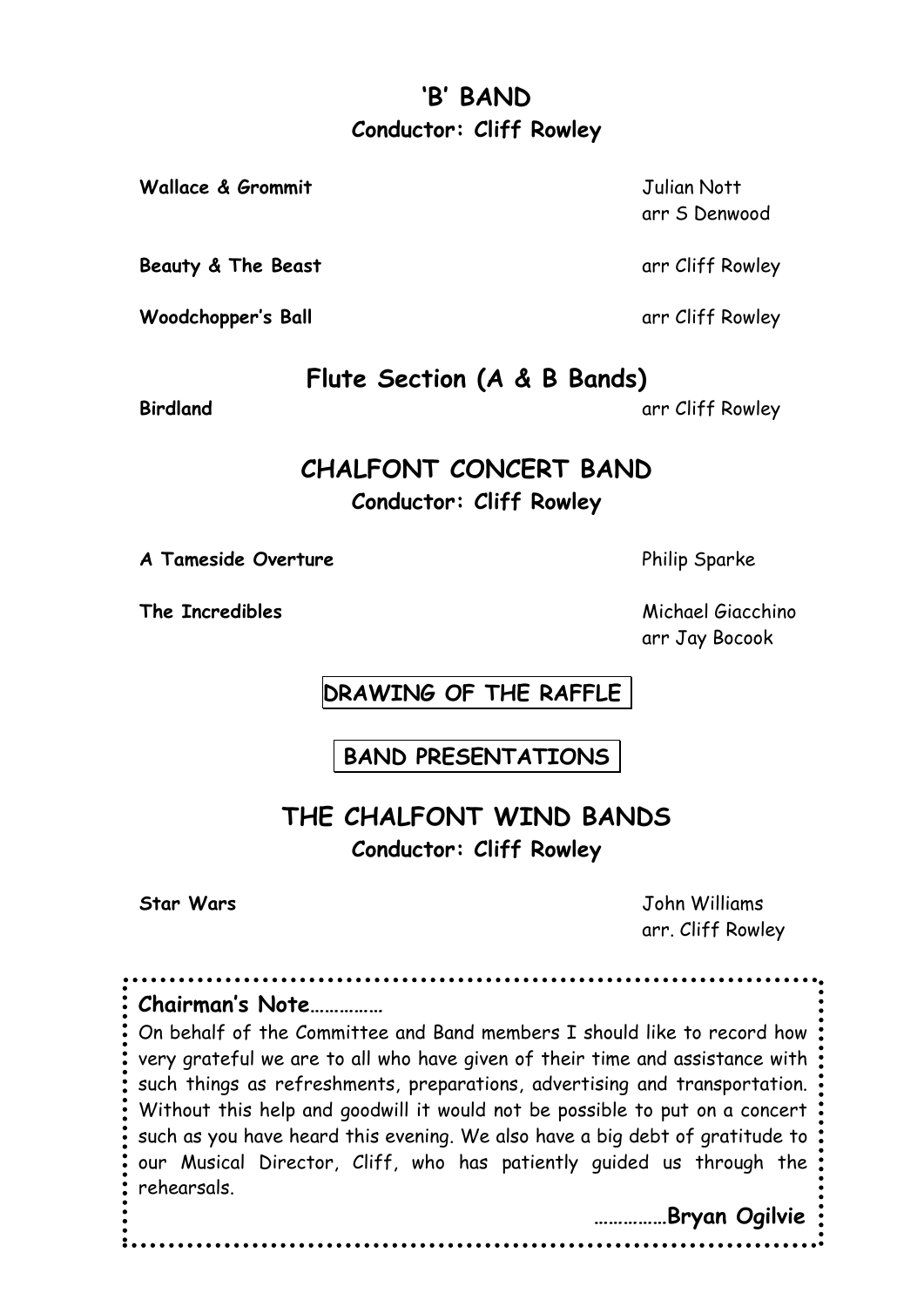## 'B' BAND

**Conductor: Cliff Rowley**

**Wallace & Grommit** — Julian Nott, arr S Denwood

**Beauty & The Beast** — arr Cliff Rowley

**Woodchopper's Ball** — arr Cliff Rowley

## Flute Section (A & B Bands)

**Birdland** — arr Cliff Rowley

## CHALFONT CONCERT BAND

**Conductor: Cliff Rowley**

**A Tameside Overture** — Philip Sparke

**The Incredibles** — Michael Giacchino, arr Jay Bocook

**DRAWING OF THE RAFFLE**

**BAND PRESENTATIONS**

## THE CHALFONT WIND BANDS

**Conductor: Cliff Rowley**

**Star Wars** — John Williams, arr. Cliff Rowley

---

**Chairman's Note……………**

On behalf of the Committee and Band members I should like to record how very grateful we are to all who have given of their time and assistance with such things as refreshments, preparations, advertising and transportation. Without this help and goodwill it would not be possible to put on a concert such as you have heard this evening. We also have a big debt of gratitude to our Musical Director, Cliff, who has patiently guided us through the rehearsals.

……………**Bryan Ogilvie**